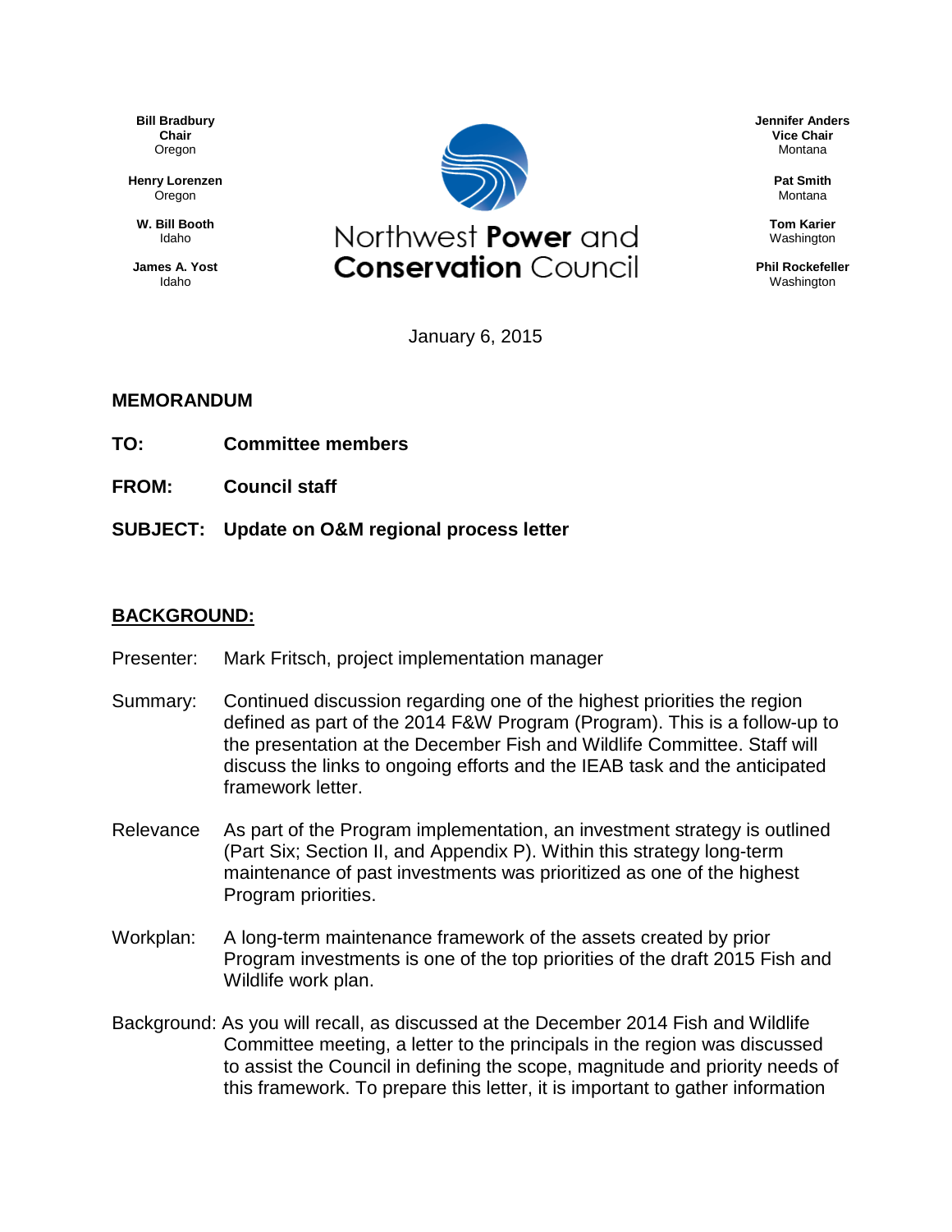Bill Bradbury
**Chair**
Oregon

Henry Lorenzen
Oregon

W. Bill Booth
Idaho

James A. Yost
Idaho

# Northwest **Power** and **Conservation** Council

Jennifer Anders
**Vice Chair**
Montana

Pat Smith
Montana

Tom Karier
Washington

Phil Rockefeller
Washington

January 6, 2015

**MEMORANDUM**

**TO:** Committee members

**FROM:** Council staff

**SUBJECT:** Update on O&M regional process letter

## BACKGROUND:

Presenter: Mark Fritsch, project implementation manager

Summary: Continued discussion regarding one of the highest priorities the region defined as part of the 2014 F&W Program (Program). This is a follow-up to the presentation at the December Fish and Wildlife Committee. Staff will discuss the links to ongoing efforts and the IEAB task and the anticipated framework letter.

Relevance As part of the Program implementation, an investment strategy is outlined (Part Six; Section II, and Appendix P). Within this strategy long-term maintenance of past investments was prioritized as one of the highest Program priorities.

Workplan: A long-term maintenance framework of the assets created by prior Program investments is one of the top priorities of the draft 2015 Fish and Wildlife work plan.

Background: As you will recall, as discussed at the December 2014 Fish and Wildlife Committee meeting, a letter to the principals in the region was discussed to assist the Council in defining the scope, magnitude and priority needs of this framework. To prepare this letter, it is important to gather information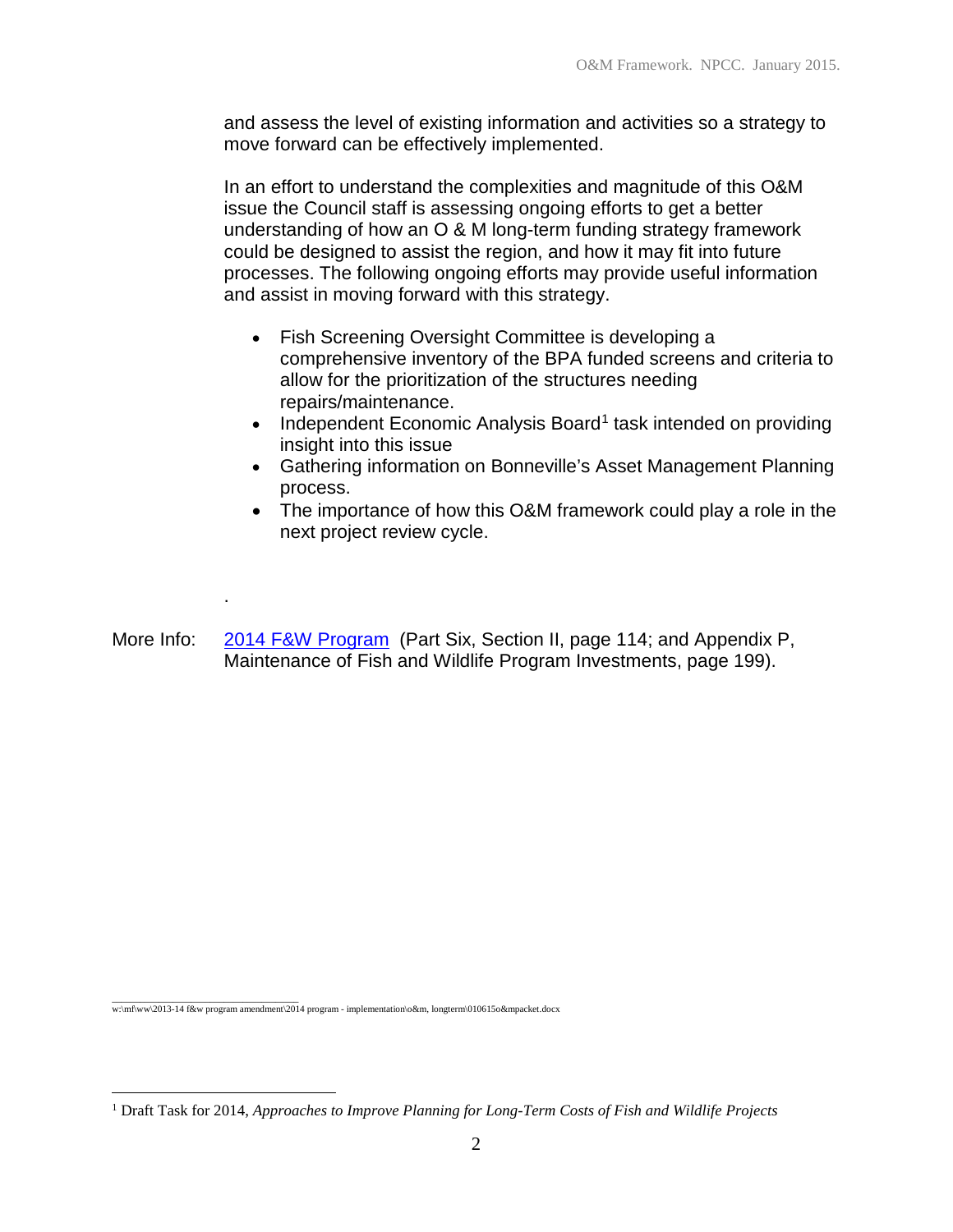and assess the level of existing information and activities so a strategy to move forward can be effectively implemented.

In an effort to understand the complexities and magnitude of this O&M issue the Council staff is assessing ongoing efforts to get a better understanding of how an O & M long-term funding strategy framework could be designed to assist the region, and how it may fit into future processes. The following ongoing efforts may provide useful information and assist in moving forward with this strategy.

- Fish Screening Oversight Committee is developing a comprehensive inventory of the BPA funded screens and criteria to allow for the prioritization of the structures needing repairs/maintenance.
- Independent Economic Analysis Board[1] task intended on providing insight into this issue
- Gathering information on Bonneville's Asset Management Planning process.
- The importance of how this O&M framework could play a role in the next project review cycle.

.

More Info: 2014 F&W Program (Part Six, Section II, page 114; and Appendix P, Maintenance of Fish and Wildlife Program Investments, page 199).

w:\mf\ww\2013-14 f&w program amendment\2014 program - implementation\o&m, longterm\010615o&mpacket.docx

[1] Draft Task for 2014, *Approaches to Improve Planning for Long-Term Costs of Fish and Wildlife Projects*